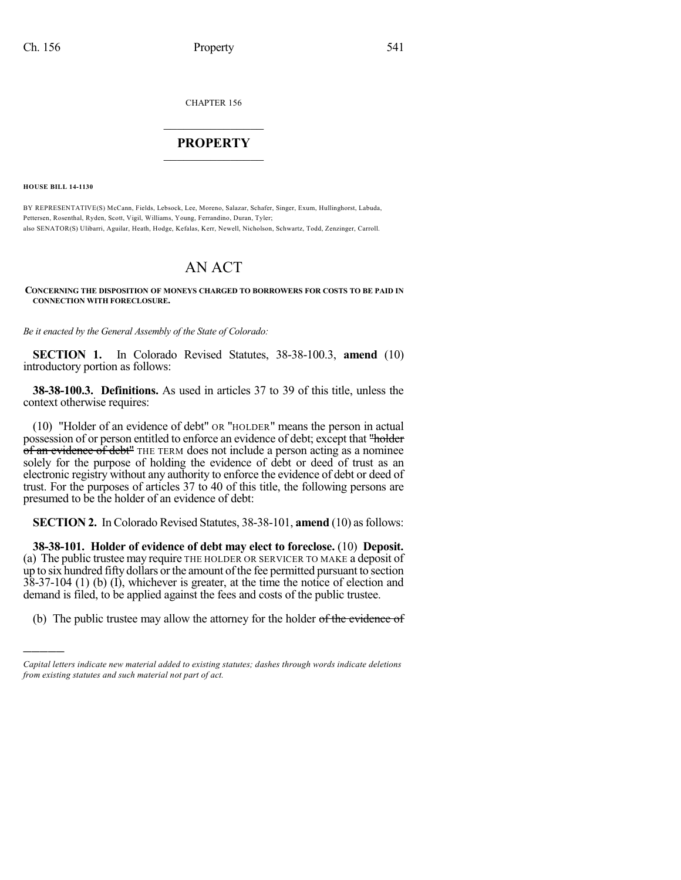CHAPTER 156

# PROPERTY

**HOUSE BILL 14-1130**

BY REPRESENTATIVE(S) McCann, Fields, Lebsock, Lee, Moreno, Salazar, Schafer, Singer, Exum, Hullinghorst, Labuda, Pettersen, Rosenthal, Ryden, Scott, Vigil, Williams, Young, Ferrandino, Duran, Tyler;
also SENATOR(S) Ulibarri, Aguilar, Heath, Hodge, Kefalas, Kerr, Newell, Nicholson, Schwartz, Todd, Zenzinger, Carroll.

# AN ACT

**CONCERNING THE DISPOSITION OF MONEYS CHARGED TO BORROWERS FOR COSTS TO BE PAID IN CONNECTION WITH FORECLOSURE.**

*Be it enacted by the General Assembly of the State of Colorado:*

**SECTION 1.** In Colorado Revised Statutes, 38-38-100.3, **amend** (10) introductory portion as follows:

**38-38-100.3. Definitions.** As used in articles 37 to 39 of this title, unless the context otherwise requires:

(10) "Holder of an evidence of debt" OR "HOLDER" means the person in actual possession of or person entitled to enforce an evidence of debt; except that ~~"holder of an evidence of debt"~~ THE TERM does not include a person acting as a nominee solely for the purpose of holding the evidence of debt or deed of trust as an electronic registry without any authority to enforce the evidence of debt or deed of trust. For the purposes of articles 37 to 40 of this title, the following persons are presumed to be the holder of an evidence of debt:

**SECTION 2.** In Colorado Revised Statutes, 38-38-101, **amend** (10) as follows:

**38-38-101. Holder of evidence of debt may elect to foreclose.** (10) **Deposit.** (a) The public trustee may require THE HOLDER OR SERVICER TO MAKE a deposit of up to six hundred fifty dollars or the amount of the fee permitted pursuant to section 38-37-104 (1) (b) (I), whichever is greater, at the time the notice of election and demand is filed, to be applied against the fees and costs of the public trustee.

(b) The public trustee may allow the attorney for the holder ~~of the evidence of~~

---

*Capital letters indicate new material added to existing statutes; dashes through words indicate deletions from existing statutes and such material not part of act.*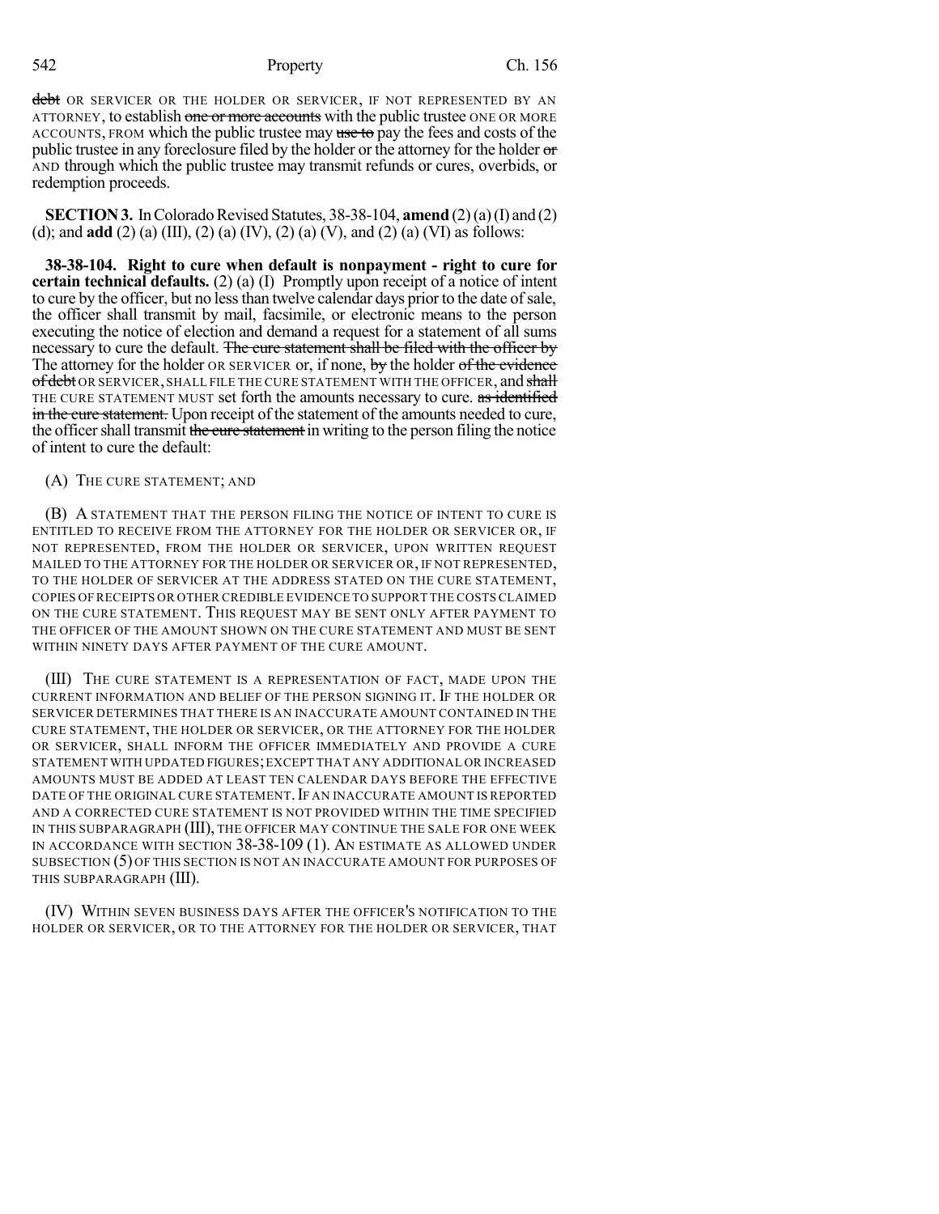debt OR SERVICER OR THE HOLDER OR SERVICER, IF NOT REPRESENTED BY AN ATTORNEY, to establish one or more accounts with the public trustee ONE OR MORE ACCOUNTS, FROM which the public trustee may use to pay the fees and costs of the public trustee in any foreclosure filed by the holder or the attorney for the holder or AND through which the public trustee may transmit refunds or cures, overbids, or redemption proceeds.

**SECTION 3.** In Colorado Revised Statutes, 38-38-104, **amend** (2) (a) (I) and (2) (d); and **add** (2) (a) (III), (2) (a) (IV), (2) (a) (V), and (2) (a) (VI) as follows:

**38-38-104. Right to cure when default is nonpayment - right to cure for certain technical defaults.** (2) (a) (I) Promptly upon receipt of a notice of intent to cure by the officer, but no less than twelve calendar days prior to the date of sale, the officer shall transmit by mail, facsimile, or electronic means to the person executing the notice of election and demand a request for a statement of all sums necessary to cure the default. The cure statement shall be filed with the officer by The attorney for the holder OR SERVICER or, if none, by the holder of the evidence of debt OR SERVICER, SHALL FILE THE CURE STATEMENT WITH THE OFFICER, and shall THE CURE STATEMENT MUST set forth the amounts necessary to cure. as identified in the cure statement. Upon receipt of the statement of the amounts needed to cure, the officer shall transmit the cure statement in writing to the person filing the notice of intent to cure the default:

(A) THE CURE STATEMENT; AND

(B) A STATEMENT THAT THE PERSON FILING THE NOTICE OF INTENT TO CURE IS ENTITLED TO RECEIVE FROM THE ATTORNEY FOR THE HOLDER OR SERVICER OR, IF NOT REPRESENTED, FROM THE HOLDER OR SERVICER, UPON WRITTEN REQUEST MAILED TO THE ATTORNEY FOR THE HOLDER OR SERVICER OR, IF NOT REPRESENTED, TO THE HOLDER OF SERVICER AT THE ADDRESS STATED ON THE CURE STATEMENT, COPIES OF RECEIPTS OR OTHER CREDIBLE EVIDENCE TO SUPPORT THE COSTS CLAIMED ON THE CURE STATEMENT. THIS REQUEST MAY BE SENT ONLY AFTER PAYMENT TO THE OFFICER OF THE AMOUNT SHOWN ON THE CURE STATEMENT AND MUST BE SENT WITHIN NINETY DAYS AFTER PAYMENT OF THE CURE AMOUNT.

(III) THE CURE STATEMENT IS A REPRESENTATION OF FACT, MADE UPON THE CURRENT INFORMATION AND BELIEF OF THE PERSON SIGNING IT. IF THE HOLDER OR SERVICER DETERMINES THAT THERE IS AN INACCURATE AMOUNT CONTAINED IN THE CURE STATEMENT, THE HOLDER OR SERVICER, OR THE ATTORNEY FOR THE HOLDER OR SERVICER, SHALL INFORM THE OFFICER IMMEDIATELY AND PROVIDE A CURE STATEMENT WITH UPDATED FIGURES; EXCEPT THAT ANY ADDITIONAL OR INCREASED AMOUNTS MUST BE ADDED AT LEAST TEN CALENDAR DAYS BEFORE THE EFFECTIVE DATE OF THE ORIGINAL CURE STATEMENT. IF AN INACCURATE AMOUNT IS REPORTED AND A CORRECTED CURE STATEMENT IS NOT PROVIDED WITHIN THE TIME SPECIFIED IN THIS SUBPARAGRAPH (III), THE OFFICER MAY CONTINUE THE SALE FOR ONE WEEK IN ACCORDANCE WITH SECTION 38-38-109 (1). AN ESTIMATE AS ALLOWED UNDER SUBSECTION (5) OF THIS SECTION IS NOT AN INACCURATE AMOUNT FOR PURPOSES OF THIS SUBPARAGRAPH (III).

(IV) WITHIN SEVEN BUSINESS DAYS AFTER THE OFFICER'S NOTIFICATION TO THE HOLDER OR SERVICER, OR TO THE ATTORNEY FOR THE HOLDER OR SERVICER, THAT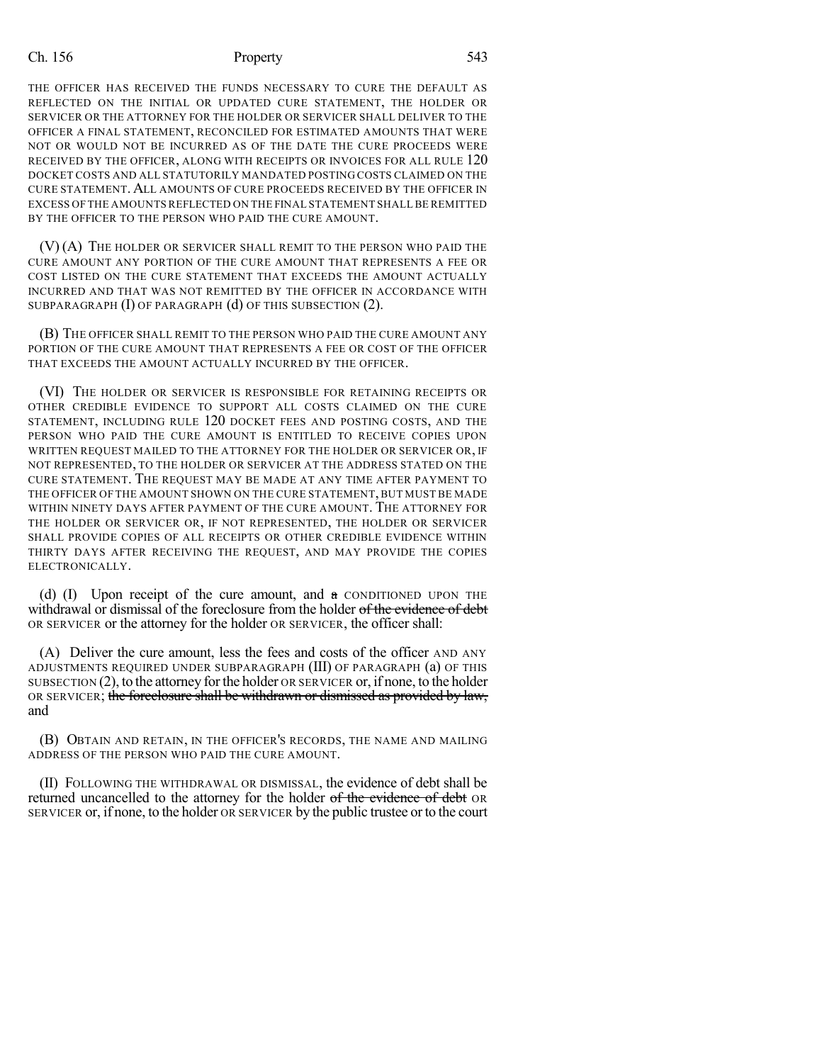THE OFFICER HAS RECEIVED THE FUNDS NECESSARY TO CURE THE DEFAULT AS REFLECTED ON THE INITIAL OR UPDATED CURE STATEMENT, THE HOLDER OR SERVICER OR THE ATTORNEY FOR THE HOLDER OR SERVICER SHALL DELIVER TO THE OFFICER A FINAL STATEMENT, RECONCILED FOR ESTIMATED AMOUNTS THAT WERE NOT OR WOULD NOT BE INCURRED AS OF THE DATE THE CURE PROCEEDS WERE RECEIVED BY THE OFFICER, ALONG WITH RECEIPTS OR INVOICES FOR ALL RULE 120 DOCKET COSTS AND ALL STATUTORILY MANDATED POSTING COSTS CLAIMED ON THE CURE STATEMENT. ALL AMOUNTS OF CURE PROCEEDS RECEIVED BY THE OFFICER IN EXCESS OF THE AMOUNTS REFLECTED ON THE FINAL STATEMENT SHALL BE REMITTED BY THE OFFICER TO THE PERSON WHO PAID THE CURE AMOUNT.

(V) (A) THE HOLDER OR SERVICER SHALL REMIT TO THE PERSON WHO PAID THE CURE AMOUNT ANY PORTION OF THE CURE AMOUNT THAT REPRESENTS A FEE OR COST LISTED ON THE CURE STATEMENT THAT EXCEEDS THE AMOUNT ACTUALLY INCURRED AND THAT WAS NOT REMITTED BY THE OFFICER IN ACCORDANCE WITH SUBPARAGRAPH (I) OF PARAGRAPH (d) OF THIS SUBSECTION (2).

(B) THE OFFICER SHALL REMIT TO THE PERSON WHO PAID THE CURE AMOUNT ANY PORTION OF THE CURE AMOUNT THAT REPRESENTS A FEE OR COST OF THE OFFICER THAT EXCEEDS THE AMOUNT ACTUALLY INCURRED BY THE OFFICER.

(VI) THE HOLDER OR SERVICER IS RESPONSIBLE FOR RETAINING RECEIPTS OR OTHER CREDIBLE EVIDENCE TO SUPPORT ALL COSTS CLAIMED ON THE CURE STATEMENT, INCLUDING RULE 120 DOCKET FEES AND POSTING COSTS, AND THE PERSON WHO PAID THE CURE AMOUNT IS ENTITLED TO RECEIVE COPIES UPON WRITTEN REQUEST MAILED TO THE ATTORNEY FOR THE HOLDER OR SERVICER OR, IF NOT REPRESENTED, TO THE HOLDER OR SERVICER AT THE ADDRESS STATED ON THE CURE STATEMENT. THE REQUEST MAY BE MADE AT ANY TIME AFTER PAYMENT TO THE OFFICER OF THE AMOUNT SHOWN ON THE CURE STATEMENT, BUT MUST BE MADE WITHIN NINETY DAYS AFTER PAYMENT OF THE CURE AMOUNT. THE ATTORNEY FOR THE HOLDER OR SERVICER OR, IF NOT REPRESENTED, THE HOLDER OR SERVICER SHALL PROVIDE COPIES OF ALL RECEIPTS OR OTHER CREDIBLE EVIDENCE WITHIN THIRTY DAYS AFTER RECEIVING THE REQUEST, AND MAY PROVIDE THE COPIES ELECTRONICALLY.

(d) (I) Upon receipt of the cure amount, and ~~a~~ CONDITIONED UPON THE withdrawal or dismissal of the foreclosure from the holder ~~of the evidence of debt~~ OR SERVICER or the attorney for the holder OR SERVICER, the officer shall:

(A) Deliver the cure amount, less the fees and costs of the officer AND ANY ADJUSTMENTS REQUIRED UNDER SUBPARAGRAPH (III) OF PARAGRAPH (a) OF THIS SUBSECTION (2), to the attorney for the holder OR SERVICER or, if none, to the holder OR SERVICER; ~~the foreclosure shall be withdrawn or dismissed as provided by law,~~ and

(B) OBTAIN AND RETAIN, IN THE OFFICER'S RECORDS, THE NAME AND MAILING ADDRESS OF THE PERSON WHO PAID THE CURE AMOUNT.

(II) FOLLOWING THE WITHDRAWAL OR DISMISSAL, the evidence of debt shall be returned uncancelled to the attorney for the holder ~~of the evidence of debt~~ OR SERVICER or, if none, to the holder OR SERVICER by the public trustee or to the court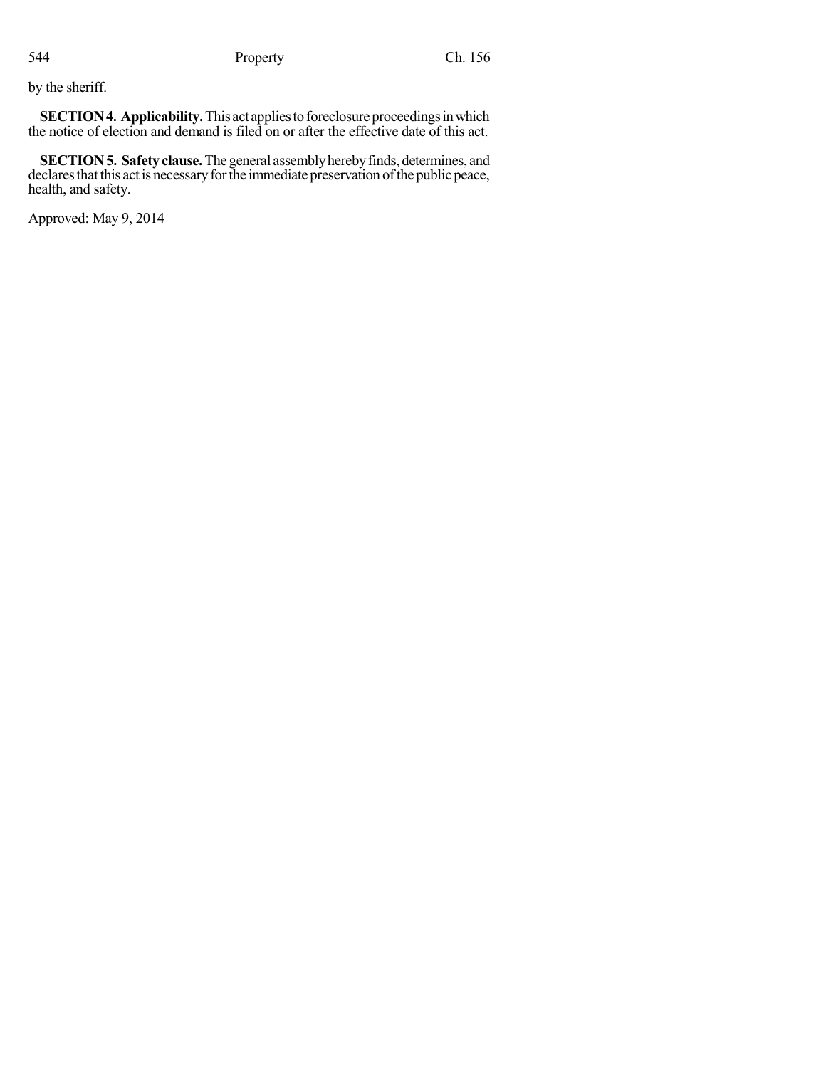by the sheriff.

**SECTION 4. Applicability.** This act applies to foreclosure proceedings in which the notice of election and demand is filed on or after the effective date of this act.

**SECTION 5. Safety clause.** The general assembly hereby finds, determines, and declares that this act is necessary for the immediate preservation of the public peace, health, and safety.

Approved: May 9, 2014